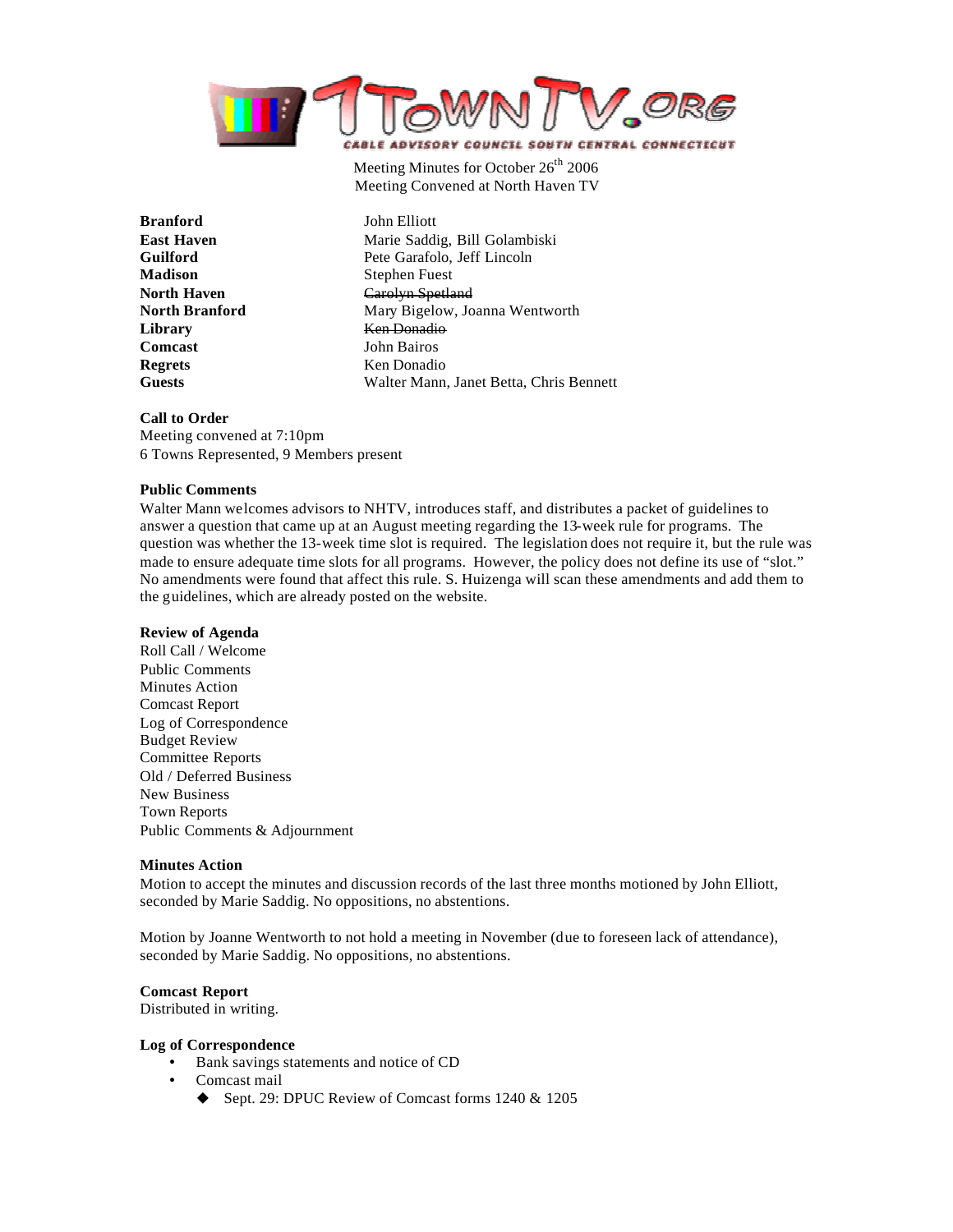1TOWNTV.ORG

CABLE ADVISORY COUNCIL SOUTH CENTRAL CONNECTICUT

Meeting Minutes for October 26th 2006
Meeting Convened at North Haven TV

| | |
|---|---|
| **Branford** | John Elliott |
| **East Haven** | Marie Saddig, Bill Golambiski |
| **Guilford** | Pete Garafolo, Jeff Lincoln |
| **Madison** | Stephen Fuest |
| **North Haven** | ~~Carolyn Spetland~~ |
| **North Branford** | Mary Bigelow, Joanna Wentworth |
| **Library** | ~~Ken Donadio~~ |
| **Comcast** | John Bairos |
| **Regrets** | Ken Donadio |
| **Guests** | Walter Mann, Janet Betta, Chris Bennett |

**Call to Order**

Meeting convened at 7:10pm
6 Towns Represented, 9 Members present

**Public Comments**

Walter Mann welcomes advisors to NHTV, introduces staff, and distributes a packet of guidelines to answer a question that came up at an August meeting regarding the 13-week rule for programs. The question was whether the 13-week time slot is required. The legislation does not require it, but the rule was made to ensure adequate time slots for all programs. However, the policy does not define its use of "slot." No amendments were found that affect this rule. S. Huizenga will scan these amendments and add them to the guidelines, which are already posted on the website.

**Review of Agenda**

Roll Call / Welcome
Public Comments
Minutes Action
Comcast Report
Log of Correspondence
Budget Review
Committee Reports
Old / Deferred Business
New Business
Town Reports
Public Comments & Adjournment

**Minutes Action**

Motion to accept the minutes and discussion records of the last three months motioned by John Elliott, seconded by Marie Saddig. No oppositions, no abstentions.

Motion by Joanne Wentworth to not hold a meeting in November (due to foreseen lack of attendance), seconded by Marie Saddig. No oppositions, no abstentions.

**Comcast Report**

Distributed in writing.

**Log of Correspondence**

- Bank savings statements and notice of CD
- Comcast mail
  - Sept. 29: DPUC Review of Comcast forms 1240 & 1205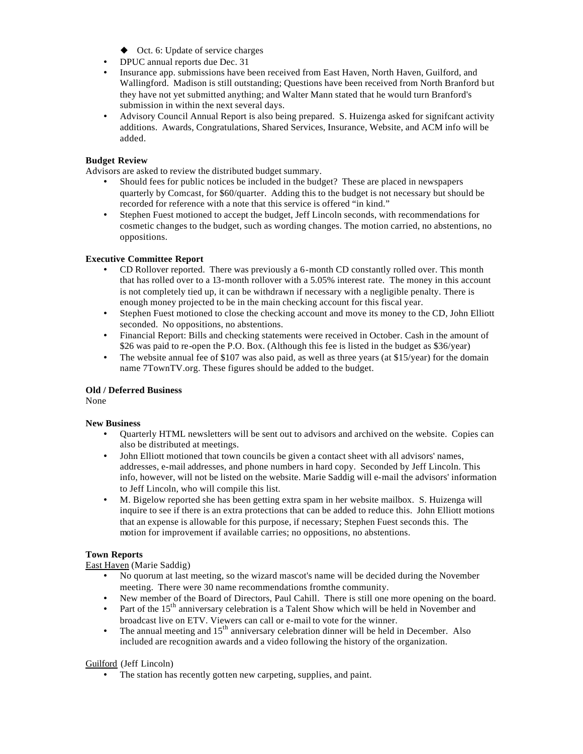- ◆ Oct. 6: Update of service charges
- DPUC annual reports due Dec. 31
- Insurance app. submissions have been received from East Haven, North Haven, Guilford, and Wallingford. Madison is still outstanding; Questions have been received from North Branford but they have not yet submitted anything; and Walter Mann stated that he would turn Branford's submission in within the next several days.
- Advisory Council Annual Report is also being prepared. S. Huizenga asked for signifcant activity additions. Awards, Congratulations, Shared Services, Insurance, Website, and ACM info will be added.

**Budget Review**

Advisors are asked to review the distributed budget summary.

- Should fees for public notices be included in the budget? These are placed in newspapers quarterly by Comcast, for $60/quarter. Adding this to the budget is not necessary but should be recorded for reference with a note that this service is offered "in kind."
- Stephen Fuest motioned to accept the budget, Jeff Lincoln seconds, with recommendations for cosmetic changes to the budget, such as wording changes. The motion carried, no abstentions, no oppositions.

**Executive Committee Report**

- CD Rollover reported. There was previously a 6-month CD constantly rolled over. This month that has rolled over to a 13-month rollover with a 5.05% interest rate. The money in this account is not completely tied up, it can be withdrawn if necessary with a negligible penalty. There is enough money projected to be in the main checking account for this fiscal year.
- Stephen Fuest motioned to close the checking account and move its money to the CD, John Elliott seconded. No oppositions, no abstentions.
- Financial Report: Bills and checking statements were received in October. Cash in the amount of $26 was paid to re-open the P.O. Box. (Although this fee is listed in the budget as $36/year)
- The website annual fee of $107 was also paid, as well as three years (at $15/year) for the domain name 7TownTV.org. These figures should be added to the budget.

**Old / Deferred Business**

None

**New Business**

- Quarterly HTML newsletters will be sent out to advisors and archived on the website. Copies can also be distributed at meetings.
- John Elliott motioned that town councils be given a contact sheet with all advisors' names, addresses, e-mail addresses, and phone numbers in hard copy. Seconded by Jeff Lincoln. This info, however, will not be listed on the website. Marie Saddig will e-mail the advisors' information to Jeff Lincoln, who will compile this list.
- M. Bigelow reported she has been getting extra spam in her website mailbox. S. Huizenga will inquire to see if there is an extra protections that can be added to reduce this. John Elliott motions that an expense is allowable for this purpose, if necessary; Stephen Fuest seconds this. The motion for improvement if available carries; no oppositions, no abstentions.

**Town Reports**

East Haven (Marie Saddig)

- No quorum at last meeting, so the wizard mascot's name will be decided during the November meeting. There were 30 name recommendations fromthe community.
- New member of the Board of Directors, Paul Cahill. There is still one more opening on the board.
- Part of the 15th anniversary celebration is a Talent Show which will be held in November and broadcast live on ETV. Viewers can call or e-mail to vote for the winner.
- The annual meeting and 15th anniversary celebration dinner will be held in December. Also included are recognition awards and a video following the history of the organization.

Guilford (Jeff Lincoln)

- The station has recently gotten new carpeting, supplies, and paint.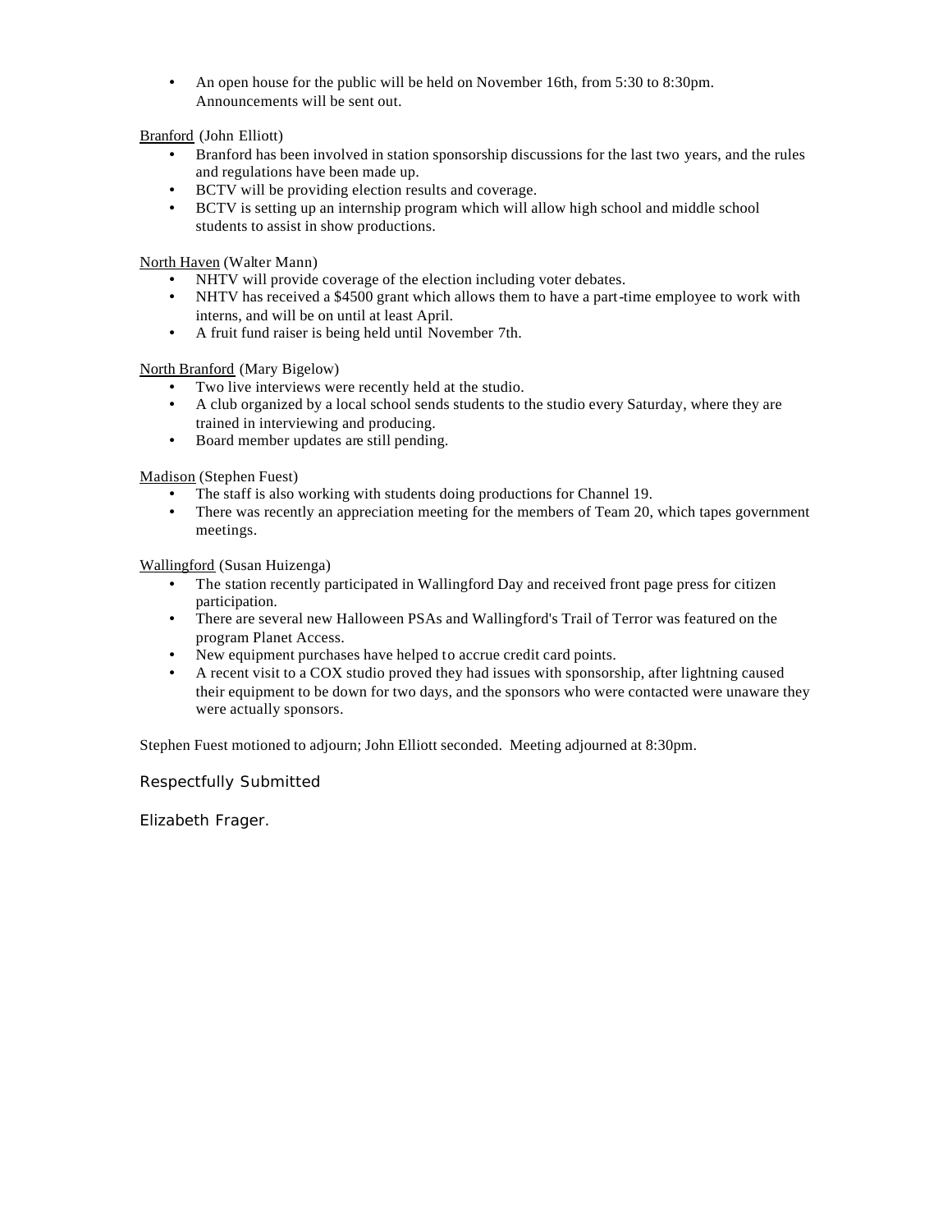- An open house for the public will be held on November 16th, from 5:30 to 8:30pm. Announcements will be sent out.

<u>Branford</u> (John Elliott)

- Branford has been involved in station sponsorship discussions for the last two years, and the rules and regulations have been made up.
- BCTV will be providing election results and coverage.
- BCTV is setting up an internship program which will allow high school and middle school students to assist in show productions.

<u>North Haven</u> (Walter Mann)

- NHTV will provide coverage of the election including voter debates.
- NHTV has received a $4500 grant which allows them to have a part-time employee to work with interns, and will be on until at least April.
- A fruit fund raiser is being held until November 7th.

<u>North Branford</u> (Mary Bigelow)

- Two live interviews were recently held at the studio.
- A club organized by a local school sends students to the studio every Saturday, where they are trained in interviewing and producing.
- Board member updates are still pending.

<u>Madison</u> (Stephen Fuest)

- The staff is also working with students doing productions for Channel 19.
- There was recently an appreciation meeting for the members of Team 20, which tapes government meetings.

<u>Wallingford</u> (Susan Huizenga)

- The station recently participated in Wallingford Day and received front page press for citizen participation.
- There are several new Halloween PSAs and Wallingford's Trail of Terror was featured on the program Planet Access.
- New equipment purchases have helped to accrue credit card points.
- A recent visit to a COX studio proved they had issues with sponsorship, after lightning caused their equipment to be down for two days, and the sponsors who were contacted were unaware they were actually sponsors.

Stephen Fuest motioned to adjourn; John Elliott seconded. Meeting adjourned at 8:30pm.

Respectfully Submitted

Elizabeth Frager.